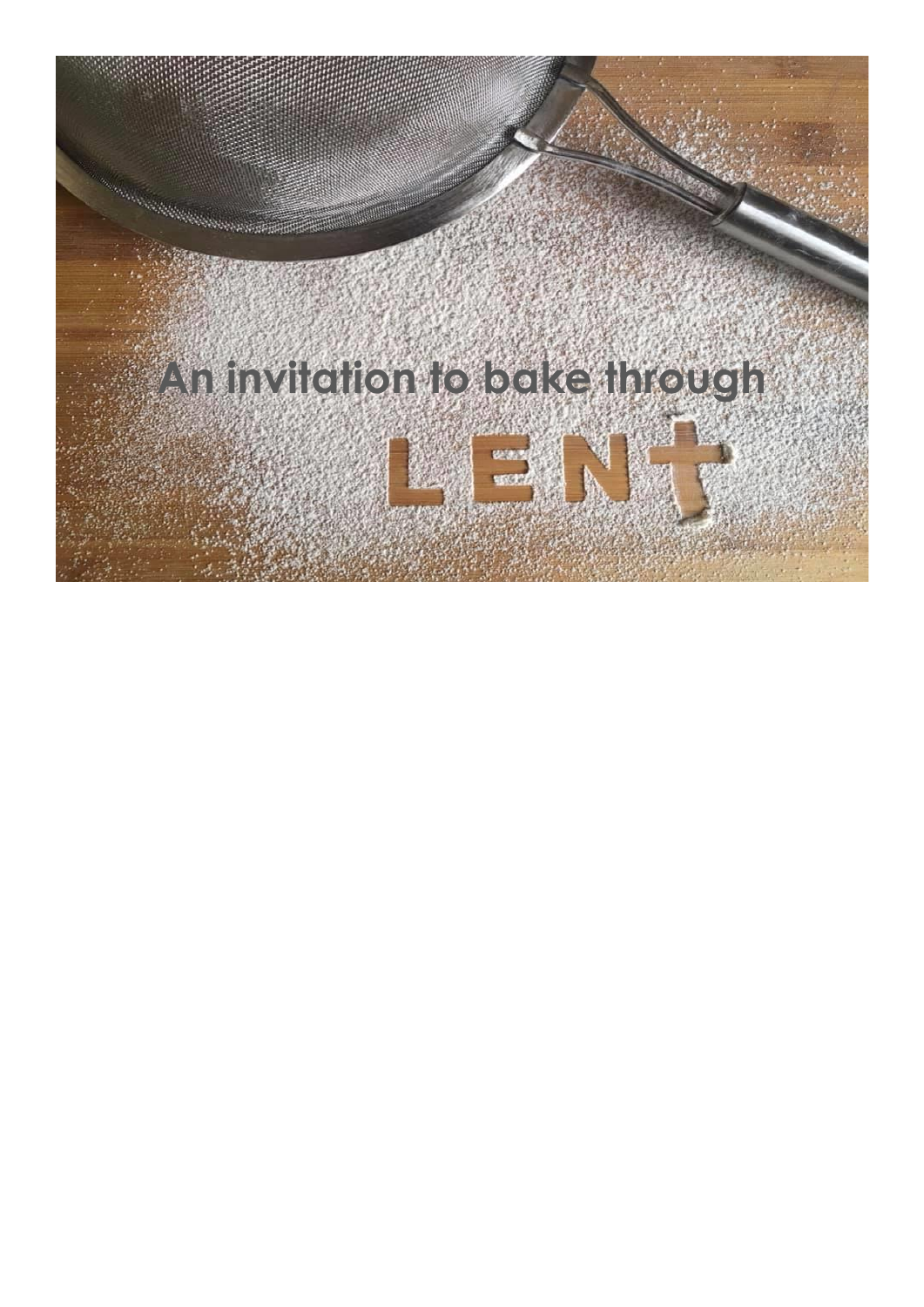# An invitation to bake through LENT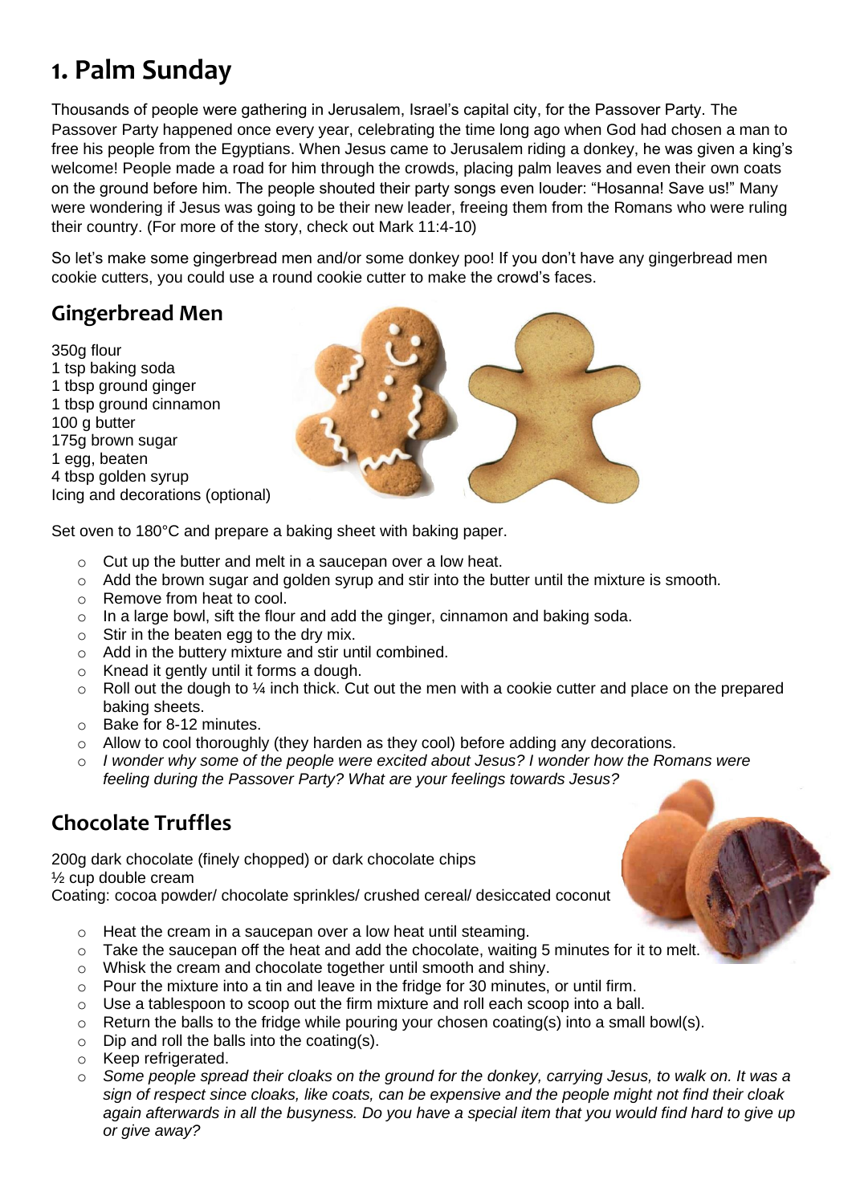# 1. Palm Sunday

Thousands of people were gathering in Jerusalem, Israel's capital city, for the Passover Party. The Passover Party happened once every year, celebrating the time long ago when God had chosen a man to free his people from the Egyptians. When Jesus came to Jerusalem riding a donkey, he was given a king's welcome! People made a road for him through the crowds, placing palm leaves and even their own coats on the ground before him. The people shouted their party songs even louder: "Hosanna! Save us!" Many were wondering if Jesus was going to be their new leader, freeing them from the Romans who were ruling their country. (For more of the story, check out Mark 11:4-10)

So let's make some gingerbread men and/or some donkey poo! If you don't have any gingerbread men cookie cutters, you could use a round cookie cutter to make the crowd's faces.

## Gingerbread Men

350g flour
1 tsp baking soda
1 tbsp ground ginger
1 tbsp ground cinnamon
100 g butter
175g brown sugar
1 egg, beaten
4 tbsp golden syrup
Icing and decorations (optional)

Set oven to 180°C and prepare a baking sheet with baking paper.

- Cut up the butter and melt in a saucepan over a low heat.
- Add the brown sugar and golden syrup and stir into the butter until the mixture is smooth.
- Remove from heat to cool.
- In a large bowl, sift the flour and add the ginger, cinnamon and baking soda.
- Stir in the beaten egg to the dry mix.
- Add in the buttery mixture and stir until combined.
- Knead it gently until it forms a dough.
- Roll out the dough to ¼ inch thick. Cut out the men with a cookie cutter and place on the prepared baking sheets.
- Bake for 8-12 minutes.
- Allow to cool thoroughly (they harden as they cool) before adding any decorations.
- *I wonder why some of the people were excited about Jesus? I wonder how the Romans were feeling during the Passover Party? What are your feelings towards Jesus?*

## Chocolate Truffles

200g dark chocolate (finely chopped) or dark chocolate chips
½ cup double cream
Coating: cocoa powder/ chocolate sprinkles/ crushed cereal/ desiccated coconut

- Heat the cream in a saucepan over a low heat until steaming.
- Take the saucepan off the heat and add the chocolate, waiting 5 minutes for it to melt.
- Whisk the cream and chocolate together until smooth and shiny.
- Pour the mixture into a tin and leave in the fridge for 30 minutes, or until firm.
- Use a tablespoon to scoop out the firm mixture and roll each scoop into a ball.
- Return the balls to the fridge while pouring your chosen coating(s) into a small bowl(s).
- Dip and roll the balls into the coating(s).
- Keep refrigerated.
- *Some people spread their cloaks on the ground for the donkey, carrying Jesus, to walk on. It was a sign of respect since cloaks, like coats, can be expensive and the people might not find their cloak again afterwards in all the busyness. Do you have a special item that you would find hard to give up or give away?*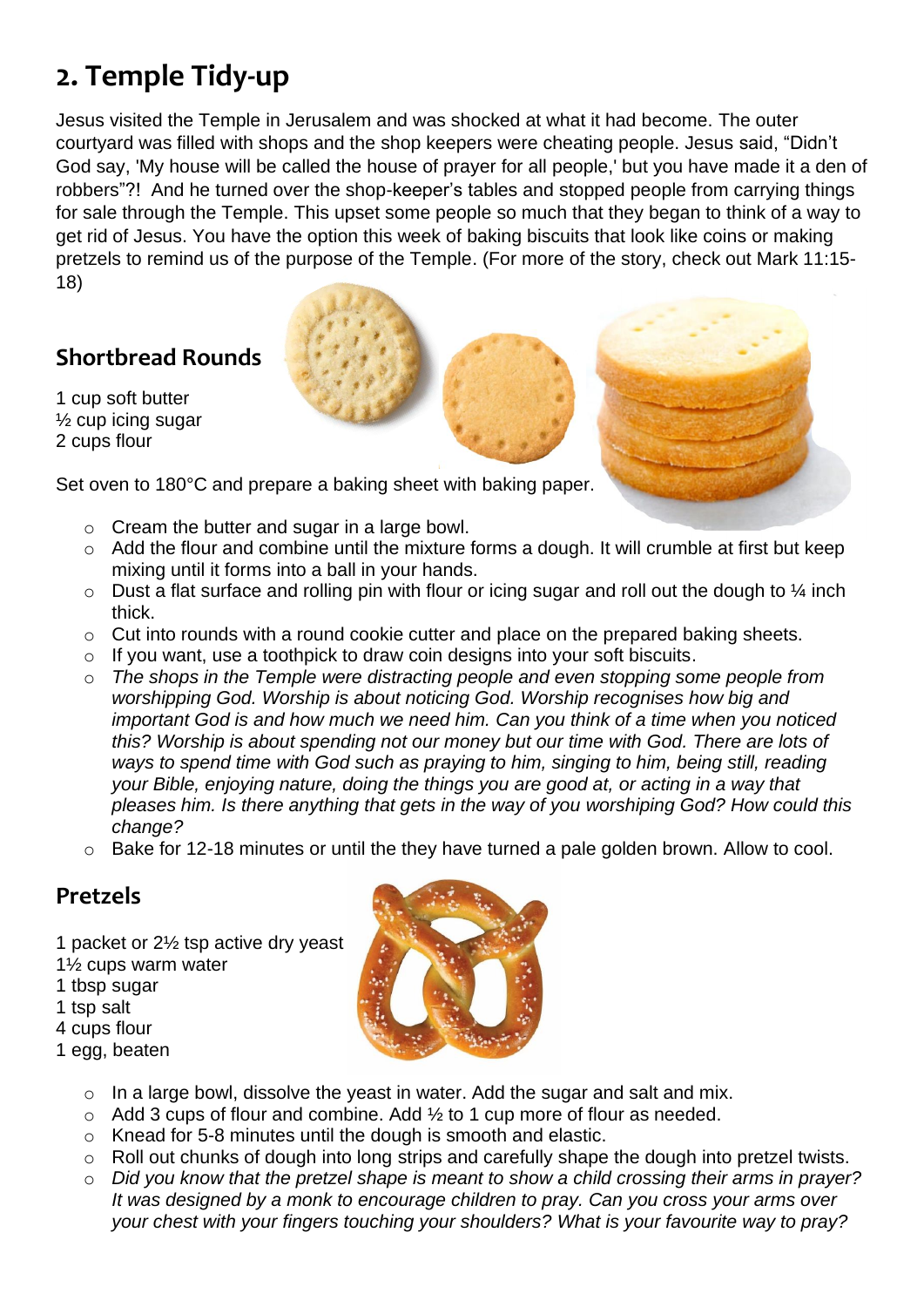## 2. Temple Tidy-up

Jesus visited the Temple in Jerusalem and was shocked at what it had become. The outer courtyard was filled with shops and the shop keepers were cheating people. Jesus said, "Didn't God say, 'My house will be called the house of prayer for all people,' but you have made it a den of robbers"?! And he turned over the shop-keeper's tables and stopped people from carrying things for sale through the Temple. This upset some people so much that they began to think of a way to get rid of Jesus. You have the option this week of baking biscuits that look like coins or making pretzels to remind us of the purpose of the Temple. (For more of the story, check out Mark 11:15-18)

### Shortbread Rounds

1 cup soft butter
½ cup icing sugar
2 cups flour

Set oven to 180°C and prepare a baking sheet with baking paper.

- Cream the butter and sugar in a large bowl.
- Add the flour and combine until the mixture forms a dough. It will crumble at first but keep mixing until it forms into a ball in your hands.
- Dust a flat surface and rolling pin with flour or icing sugar and roll out the dough to ¼ inch thick.
- Cut into rounds with a round cookie cutter and place on the prepared baking sheets.
- If you want, use a toothpick to draw coin designs into your soft biscuits.
- *The shops in the Temple were distracting people and even stopping some people from worshipping God. Worship is about noticing God. Worship recognises how big and important God is and how much we need him. Can you think of a time when you noticed this? Worship is about spending not our money but our time with God. There are lots of ways to spend time with God such as praying to him, singing to him, being still, reading your Bible, enjoying nature, doing the things you are good at, or acting in a way that pleases him. Is there anything that gets in the way of you worshiping God? How could this change?*
- Bake for 12-18 minutes or until the they have turned a pale golden brown. Allow to cool.

### Pretzels

1 packet or 2½ tsp active dry yeast
1½ cups warm water
1 tbsp sugar
1 tsp salt
4 cups flour
1 egg, beaten

- In a large bowl, dissolve the yeast in water. Add the sugar and salt and mix.
- Add 3 cups of flour and combine. Add ½ to 1 cup more of flour as needed.
- Knead for 5-8 minutes until the dough is smooth and elastic.
- Roll out chunks of dough into long strips and carefully shape the dough into pretzel twists.
- *Did you know that the pretzel shape is meant to show a child crossing their arms in prayer? It was designed by a monk to encourage children to pray. Can you cross your arms over your chest with your fingers touching your shoulders? What is your favourite way to pray?*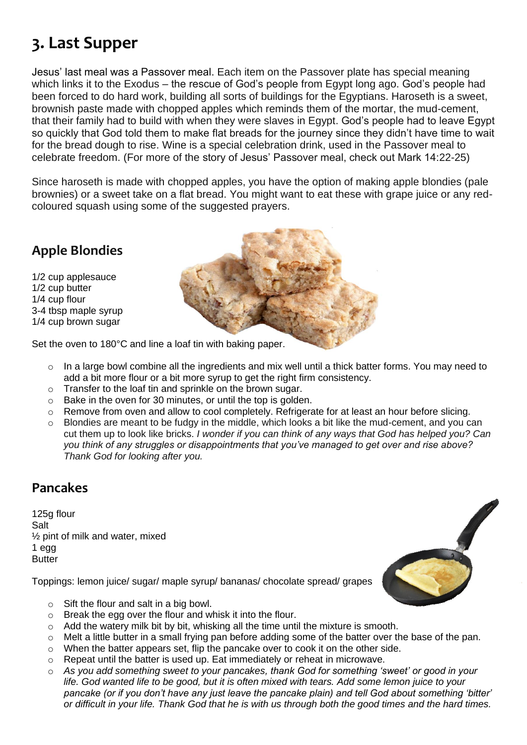# 3. Last Supper

Jesus' last meal was a Passover meal. Each item on the Passover plate has special meaning which links it to the Exodus – the rescue of God's people from Egypt long ago. God's people had been forced to do hard work, building all sorts of buildings for the Egyptians. Haroseth is a sweet, brownish paste made with chopped apples which reminds them of the mortar, the mud-cement, that their family had to build with when they were slaves in Egypt. God's people had to leave Egypt so quickly that God told them to make flat breads for the journey since they didn't have time to wait for the bread dough to rise. Wine is a special celebration drink, used in the Passover meal to celebrate freedom. (For more of the story of Jesus' Passover meal, check out Mark 14:22-25)

Since haroseth is made with chopped apples, you have the option of making apple blondies (pale brownies) or a sweet take on a flat bread. You might want to eat these with grape juice or any red-coloured squash using some of the suggested prayers.

## Apple Blondies

1/2 cup applesauce
1/2 cup butter
1/4 cup flour
3-4 tbsp maple syrup
1/4 cup brown sugar

Set the oven to 180°C and line a loaf tin with baking paper.

- In a large bowl combine all the ingredients and mix well until a thick batter forms. You may need to add a bit more flour or a bit more syrup to get the right firm consistency.
- Transfer to the loaf tin and sprinkle on the brown sugar.
- Bake in the oven for 30 minutes, or until the top is golden.
- Remove from oven and allow to cool completely. Refrigerate for at least an hour before slicing.
- Blondies are meant to be fudgy in the middle, which looks a bit like the mud-cement, and you can cut them up to look like bricks. *I wonder if you can think of any ways that God has helped you? Can you think of any struggles or disappointments that you've managed to get over and rise above? Thank God for looking after you.*

## Pancakes

125g flour
Salt
½ pint of milk and water, mixed
1 egg
Butter

Toppings: lemon juice/ sugar/ maple syrup/ bananas/ chocolate spread/ grapes

- Sift the flour and salt in a big bowl.
- Break the egg over the flour and whisk it into the flour.
- Add the watery milk bit by bit, whisking all the time until the mixture is smooth.
- Melt a little butter in a small frying pan before adding some of the batter over the base of the pan.
- When the batter appears set, flip the pancake over to cook it on the other side.
- Repeat until the batter is used up. Eat immediately or reheat in microwave.
- *As you add something sweet to your pancakes, thank God for something 'sweet' or good in your life. God wanted life to be good, but it is often mixed with tears. Add some lemon juice to your pancake (or if you don't have any just leave the pancake plain) and tell God about something 'bitter' or difficult in your life. Thank God that he is with us through both the good times and the hard times.*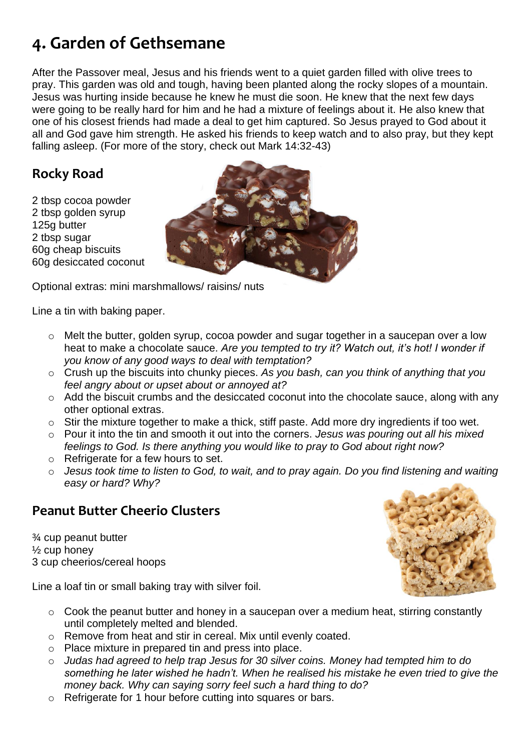# 4. Garden of Gethsemane

After the Passover meal, Jesus and his friends went to a quiet garden filled with olive trees to pray. This garden was old and tough, having been planted along the rocky slopes of a mountain. Jesus was hurting inside because he knew he must die soon. He knew that the next few days were going to be really hard for him and he had a mixture of feelings about it. He also knew that one of his closest friends had made a deal to get him captured. So Jesus prayed to God about it all and God gave him strength. He asked his friends to keep watch and to also pray, but they kept falling asleep. (For more of the story, check out Mark 14:32-43)

## Rocky Road

2 tbsp cocoa powder
2 tbsp golden syrup
125g butter
2 tbsp sugar
60g cheap biscuits
60g desiccated coconut

Optional extras: mini marshmallows/ raisins/ nuts

Line a tin with baking paper.

- Melt the butter, golden syrup, cocoa powder and sugar together in a saucepan over a low heat to make a chocolate sauce. *Are you tempted to try it? Watch out, it's hot! I wonder if you know of any good ways to deal with temptation?*
- Crush up the biscuits into chunky pieces. *As you bash, can you think of anything that you feel angry about or upset about or annoyed at?*
- Add the biscuit crumbs and the desiccated coconut into the chocolate sauce, along with any other optional extras.
- Stir the mixture together to make a thick, stiff paste. Add more dry ingredients if too wet.
- Pour it into the tin and smooth it out into the corners. *Jesus was pouring out all his mixed feelings to God. Is there anything you would like to pray to God about right now?*
- Refrigerate for a few hours to set.
- *Jesus took time to listen to God, to wait, and to pray again. Do you find listening and waiting easy or hard? Why?*

## Peanut Butter Cheerio Clusters

¾ cup peanut butter
½ cup honey
3 cup cheerios/cereal hoops

Line a loaf tin or small baking tray with silver foil.

- Cook the peanut butter and honey in a saucepan over a medium heat, stirring constantly until completely melted and blended.
- Remove from heat and stir in cereal. Mix until evenly coated.
- Place mixture in prepared tin and press into place.
- *Judas had agreed to help trap Jesus for 30 silver coins. Money had tempted him to do something he later wished he hadn't. When he realised his mistake he even tried to give the money back. Why can saying sorry feel such a hard thing to do?*
- Refrigerate for 1 hour before cutting into squares or bars.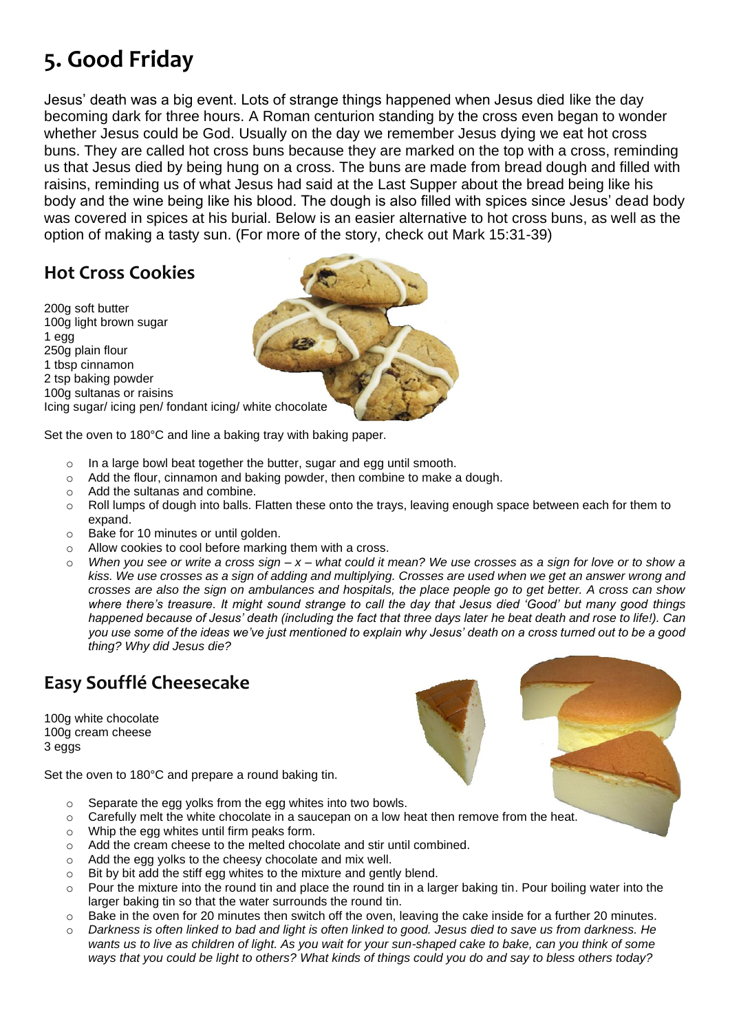# 5. Good Friday

Jesus' death was a big event. Lots of strange things happened when Jesus died like the day becoming dark for three hours. A Roman centurion standing by the cross even began to wonder whether Jesus could be God. Usually on the day we remember Jesus dying we eat hot cross buns. They are called hot cross buns because they are marked on the top with a cross, reminding us that Jesus died by being hung on a cross. The buns are made from bread dough and filled with raisins, reminding us of what Jesus had said at the Last Supper about the bread being like his body and the wine being like his blood. The dough is also filled with spices since Jesus' dead body was covered in spices at his burial. Below is an easier alternative to hot cross buns, as well as the option of making a tasty sun. (For more of the story, check out Mark 15:31-39)

## Hot Cross Cookies

200g soft butter
100g light brown sugar
1 egg
250g plain flour
1 tbsp cinnamon
2 tsp baking powder
100g sultanas or raisins
Icing sugar/ icing pen/ fondant icing/ white chocolate

Set the oven to 180°C and line a baking tray with baking paper.

- In a large bowl beat together the butter, sugar and egg until smooth.
- Add the flour, cinnamon and baking powder, then combine to make a dough.
- Add the sultanas and combine.
- Roll lumps of dough into balls. Flatten these onto the trays, leaving enough space between each for them to expand.
- Bake for 10 minutes or until golden.
- Allow cookies to cool before marking them with a cross.
- *When you see or write a cross sign – x – what could it mean? We use crosses as a sign for love or to show a kiss. We use crosses as a sign of adding and multiplying. Crosses are used when we get an answer wrong and crosses are also the sign on ambulances and hospitals, the place people go to get better. A cross can show where there's treasure. It might sound strange to call the day that Jesus died 'Good' but many good things happened because of Jesus' death (including the fact that three days later he beat death and rose to life!). Can you use some of the ideas we've just mentioned to explain why Jesus' death on a cross turned out to be a good thing? Why did Jesus die?*

## Easy Soufflé Cheesecake

100g white chocolate
100g cream cheese
3 eggs

Set the oven to 180°C and prepare a round baking tin.

- Separate the egg yolks from the egg whites into two bowls.
- Carefully melt the white chocolate in a saucepan on a low heat then remove from the heat.
- Whip the egg whites until firm peaks form.
- Add the cream cheese to the melted chocolate and stir until combined.
- Add the egg yolks to the cheesy chocolate and mix well.
- Bit by bit add the stiff egg whites to the mixture and gently blend.
- Pour the mixture into the round tin and place the round tin in a larger baking tin. Pour boiling water into the larger baking tin so that the water surrounds the round tin.
- Bake in the oven for 20 minutes then switch off the oven, leaving the cake inside for a further 20 minutes.
- *Darkness is often linked to bad and light is often linked to good. Jesus died to save us from darkness. He wants us to live as children of light. As you wait for your sun-shaped cake to bake, can you think of some ways that you could be light to others? What kinds of things could you do and say to bless others today?*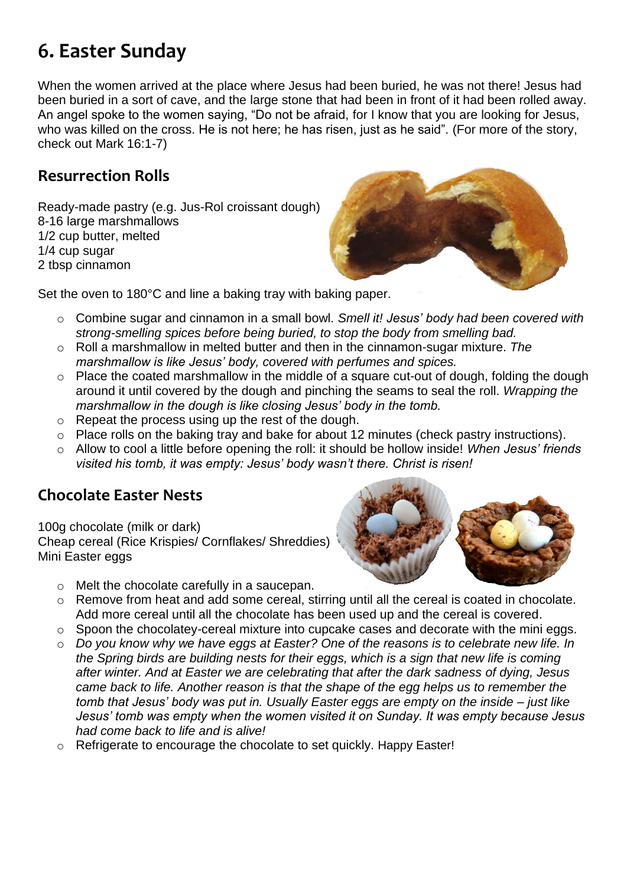## 6. Easter Sunday

When the women arrived at the place where Jesus had been buried, he was not there! Jesus had been buried in a sort of cave, and the large stone that had been in front of it had been rolled away. An angel spoke to the women saying, “Do not be afraid, for I know that you are looking for Jesus, who was killed on the cross. He is not here; he has risen, just as he said”. (For more of the story, check out Mark 16:1-7)

### Resurrection Rolls

Ready-made pastry (e.g. Jus-Rol croissant dough)
8-16 large marshmallows
1/2 cup butter, melted
1/4 cup sugar
2 tbsp cinnamon

Set the oven to 180°C and line a baking tray with baking paper.

- Combine sugar and cinnamon in a small bowl. *Smell it! Jesus’ body had been covered with strong-smelling spices before being buried, to stop the body from smelling bad.*
- Roll a marshmallow in melted butter and then in the cinnamon-sugar mixture. *The marshmallow is like Jesus’ body, covered with perfumes and spices.*
- Place the coated marshmallow in the middle of a square cut-out of dough, folding the dough around it until covered by the dough and pinching the seams to seal the roll. *Wrapping the marshmallow in the dough is like closing Jesus’ body in the tomb.*
- Repeat the process using up the rest of the dough.
- Place rolls on the baking tray and bake for about 12 minutes (check pastry instructions).
- Allow to cool a little before opening the roll: it should be hollow inside! *When Jesus’ friends visited his tomb, it was empty: Jesus’ body wasn’t there. Christ is risen!*

### Chocolate Easter Nests

100g chocolate (milk or dark)
Cheap cereal (Rice Krispies/ Cornflakes/ Shreddies)
Mini Easter eggs

- Melt the chocolate carefully in a saucepan.
- Remove from heat and add some cereal, stirring until all the cereal is coated in chocolate. Add more cereal until all the chocolate has been used up and the cereal is covered.
- Spoon the chocolatey-cereal mixture into cupcake cases and decorate with the mini eggs.
- *Do you know why we have eggs at Easter? One of the reasons is to celebrate new life. In the Spring birds are building nests for their eggs, which is a sign that new life is coming after winter. And at Easter we are celebrating that after the dark sadness of dying, Jesus came back to life. Another reason is that the shape of the egg helps us to remember the tomb that Jesus’ body was put in. Usually Easter eggs are empty on the inside – just like Jesus’ tomb was empty when the women visited it on Sunday. It was empty because Jesus had come back to life and is alive!*
- Refrigerate to encourage the chocolate to set quickly. Happy Easter!